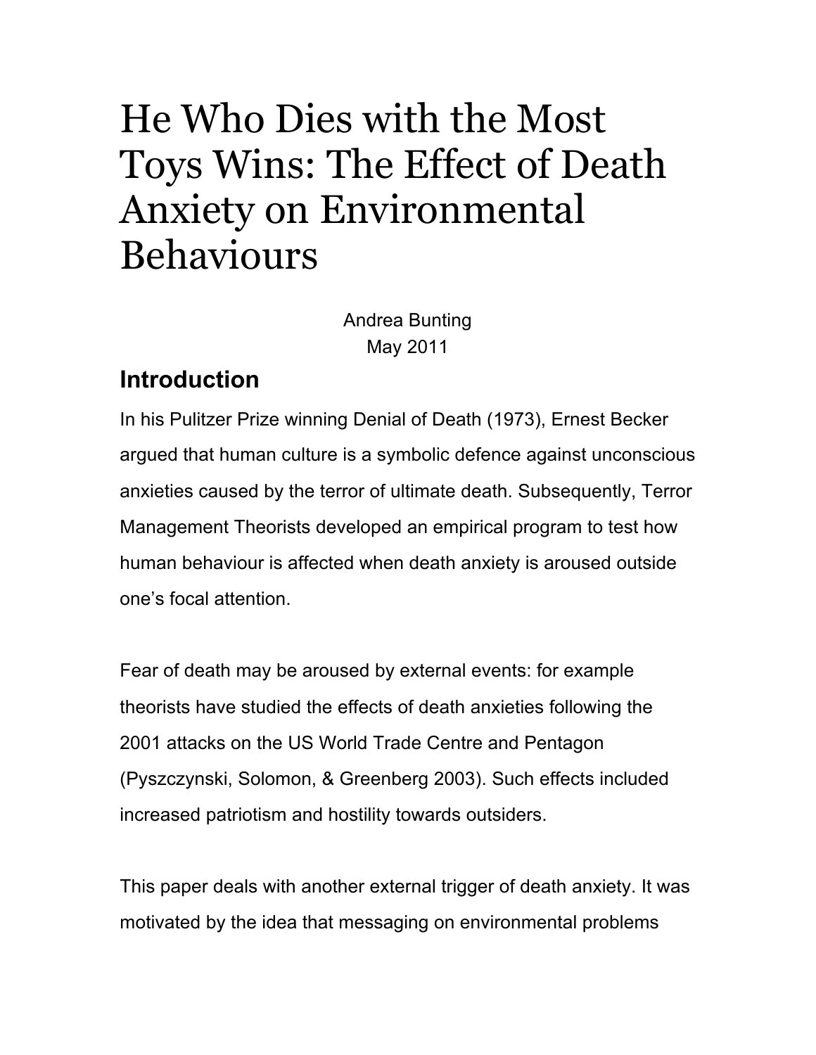# He Who Dies with the Most Toys Wins: The Effect of Death Anxiety on Environmental Behaviours

Andrea Bunting
May 2011

## Introduction

In his Pulitzer Prize winning Denial of Death (1973), Ernest Becker argued that human culture is a symbolic defence against unconscious anxieties caused by the terror of ultimate death. Subsequently, Terror Management Theorists developed an empirical program to test how human behaviour is affected when death anxiety is aroused outside one's focal attention.

Fear of death may be aroused by external events: for example theorists have studied the effects of death anxieties following the 2001 attacks on the US World Trade Centre and Pentagon (Pyszczynski, Solomon, & Greenberg 2003). Such effects included increased patriotism and hostility towards outsiders.

This paper deals with another external trigger of death anxiety. It was motivated by the idea that messaging on environmental problems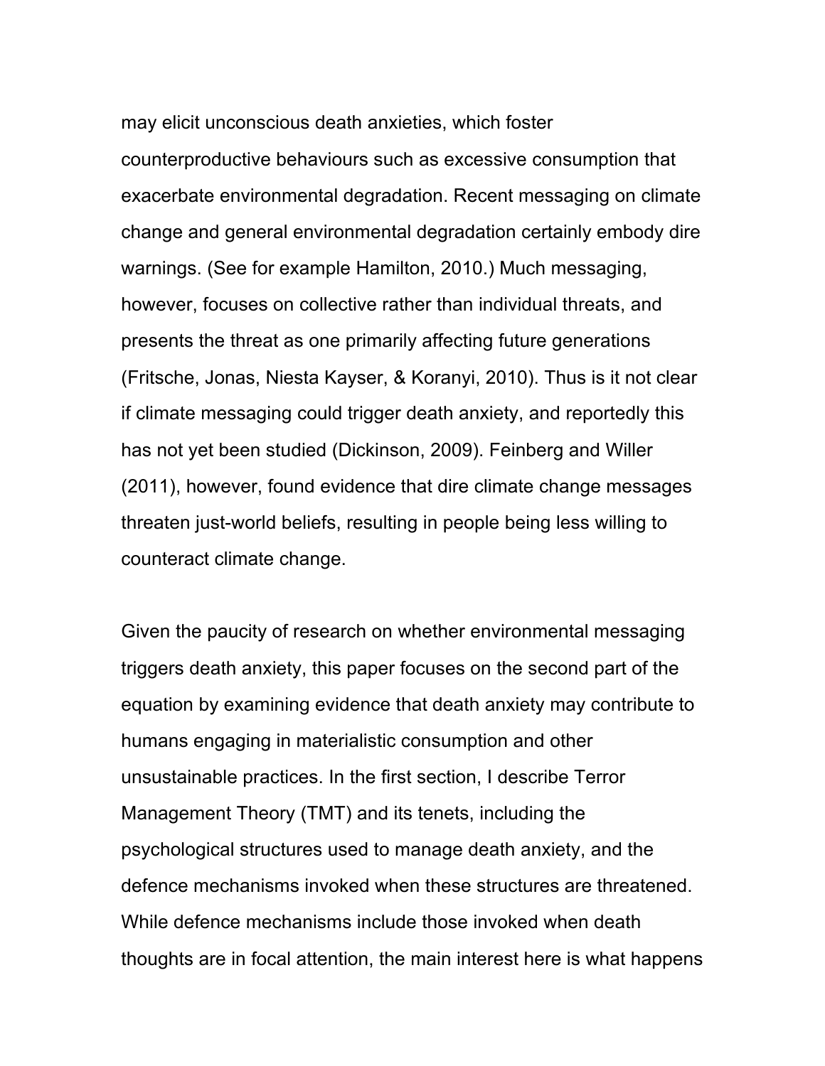may elicit unconscious death anxieties, which foster counterproductive behaviours such as excessive consumption that exacerbate environmental degradation. Recent messaging on climate change and general environmental degradation certainly embody dire warnings. (See for example Hamilton, 2010.) Much messaging, however, focuses on collective rather than individual threats, and presents the threat as one primarily affecting future generations (Fritsche, Jonas, Niesta Kayser, & Koranyi, 2010). Thus is it not clear if climate messaging could trigger death anxiety, and reportedly this has not yet been studied (Dickinson, 2009). Feinberg and Willer (2011), however, found evidence that dire climate change messages threaten just-world beliefs, resulting in people being less willing to counteract climate change.

Given the paucity of research on whether environmental messaging triggers death anxiety, this paper focuses on the second part of the equation by examining evidence that death anxiety may contribute to humans engaging in materialistic consumption and other unsustainable practices. In the first section, I describe Terror Management Theory (TMT) and its tenets, including the psychological structures used to manage death anxiety, and the defence mechanisms invoked when these structures are threatened. While defence mechanisms include those invoked when death thoughts are in focal attention, the main interest here is what happens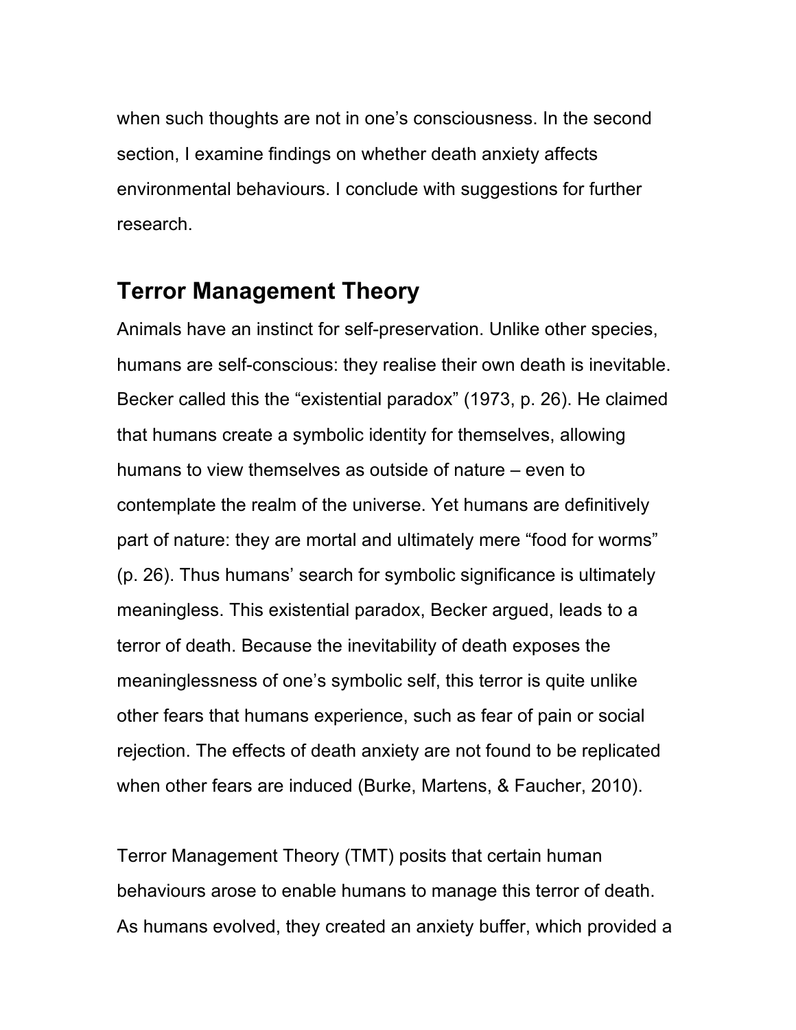when such thoughts are not in one's consciousness. In the second section, I examine findings on whether death anxiety affects environmental behaviours. I conclude with suggestions for further research.

## Terror Management Theory

Animals have an instinct for self-preservation. Unlike other species, humans are self-conscious: they realise their own death is inevitable. Becker called this the "existential paradox" (1973, p. 26). He claimed that humans create a symbolic identity for themselves, allowing humans to view themselves as outside of nature – even to contemplate the realm of the universe. Yet humans are definitively part of nature: they are mortal and ultimately mere "food for worms" (p. 26). Thus humans' search for symbolic significance is ultimately meaningless. This existential paradox, Becker argued, leads to a terror of death. Because the inevitability of death exposes the meaninglessness of one's symbolic self, this terror is quite unlike other fears that humans experience, such as fear of pain or social rejection. The effects of death anxiety are not found to be replicated when other fears are induced (Burke, Martens, & Faucher, 2010).

Terror Management Theory (TMT) posits that certain human behaviours arose to enable humans to manage this terror of death. As humans evolved, they created an anxiety buffer, which provided a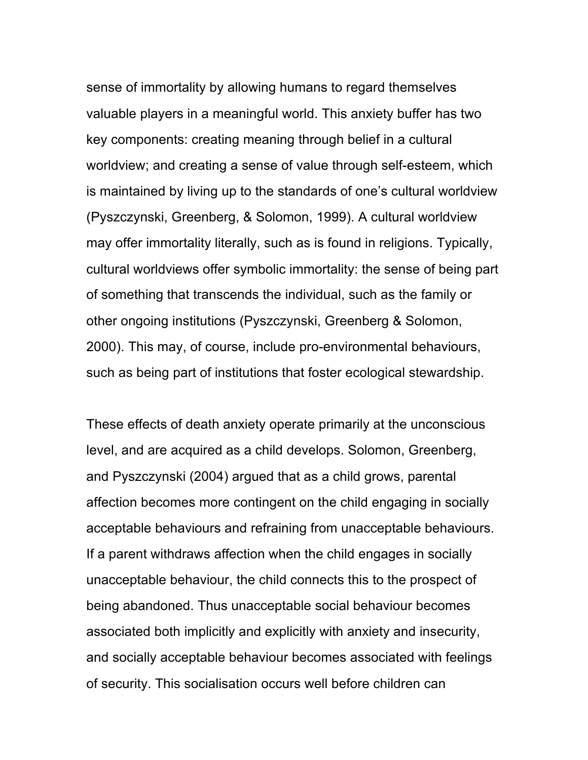sense of immortality by allowing humans to regard themselves valuable players in a meaningful world. This anxiety buffer has two key components: creating meaning through belief in a cultural worldview; and creating a sense of value through self-esteem, which is maintained by living up to the standards of one's cultural worldview (Pyszczynski, Greenberg, & Solomon, 1999). A cultural worldview may offer immortality literally, such as is found in religions. Typically, cultural worldviews offer symbolic immortality: the sense of being part of something that transcends the individual, such as the family or other ongoing institutions (Pyszczynski, Greenberg & Solomon, 2000). This may, of course, include pro-environmental behaviours, such as being part of institutions that foster ecological stewardship.

These effects of death anxiety operate primarily at the unconscious level, and are acquired as a child develops. Solomon, Greenberg, and Pyszczynski (2004) argued that as a child grows, parental affection becomes more contingent on the child engaging in socially acceptable behaviours and refraining from unacceptable behaviours. If a parent withdraws affection when the child engages in socially unacceptable behaviour, the child connects this to the prospect of being abandoned. Thus unacceptable social behaviour becomes associated both implicitly and explicitly with anxiety and insecurity, and socially acceptable behaviour becomes associated with feelings of security. This socialisation occurs well before children can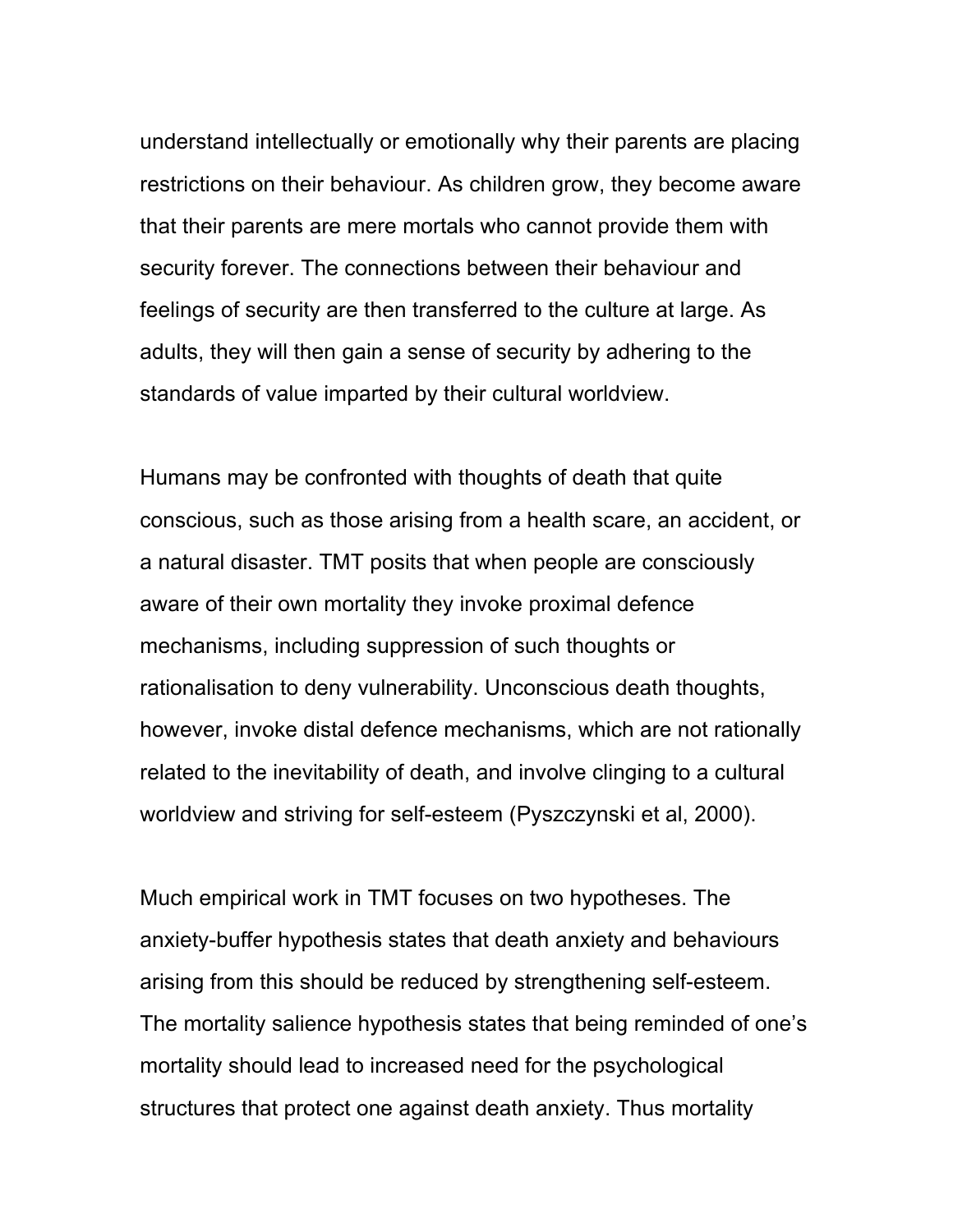understand intellectually or emotionally why their parents are placing restrictions on their behaviour. As children grow, they become aware that their parents are mere mortals who cannot provide them with security forever. The connections between their behaviour and feelings of security are then transferred to the culture at large. As adults, they will then gain a sense of security by adhering to the standards of value imparted by their cultural worldview.

Humans may be confronted with thoughts of death that quite conscious, such as those arising from a health scare, an accident, or a natural disaster. TMT posits that when people are consciously aware of their own mortality they invoke proximal defence mechanisms, including suppression of such thoughts or rationalisation to deny vulnerability. Unconscious death thoughts, however, invoke distal defence mechanisms, which are not rationally related to the inevitability of death, and involve clinging to a cultural worldview and striving for self-esteem (Pyszczynski et al, 2000).

Much empirical work in TMT focuses on two hypotheses. The anxiety-buffer hypothesis states that death anxiety and behaviours arising from this should be reduced by strengthening self-esteem. The mortality salience hypothesis states that being reminded of one's mortality should lead to increased need for the psychological structures that protect one against death anxiety. Thus mortality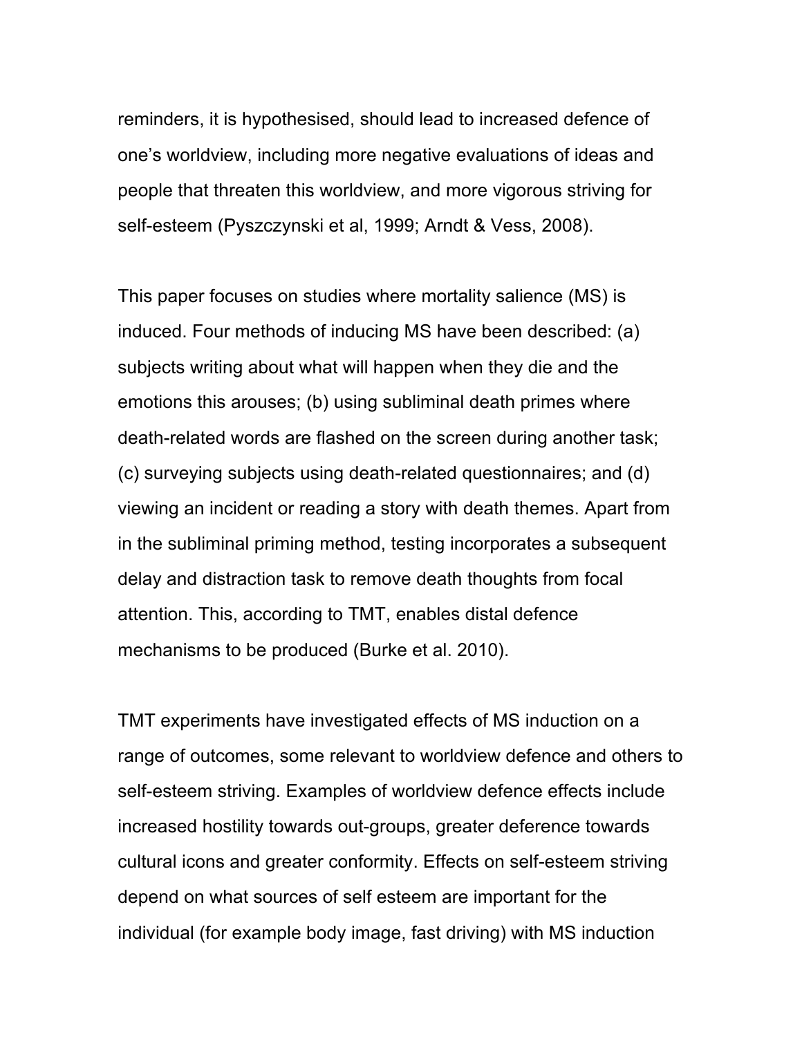reminders, it is hypothesised, should lead to increased defence of one's worldview, including more negative evaluations of ideas and people that threaten this worldview, and more vigorous striving for self-esteem (Pyszczynski et al, 1999; Arndt & Vess, 2008).

This paper focuses on studies where mortality salience (MS) is induced. Four methods of inducing MS have been described: (a) subjects writing about what will happen when they die and the emotions this arouses; (b) using subliminal death primes where death-related words are flashed on the screen during another task; (c) surveying subjects using death-related questionnaires; and (d) viewing an incident or reading a story with death themes. Apart from in the subliminal priming method, testing incorporates a subsequent delay and distraction task to remove death thoughts from focal attention. This, according to TMT, enables distal defence mechanisms to be produced (Burke et al. 2010).

TMT experiments have investigated effects of MS induction on a range of outcomes, some relevant to worldview defence and others to self-esteem striving. Examples of worldview defence effects include increased hostility towards out-groups, greater deference towards cultural icons and greater conformity. Effects on self-esteem striving depend on what sources of self esteem are important for the individual (for example body image, fast driving) with MS induction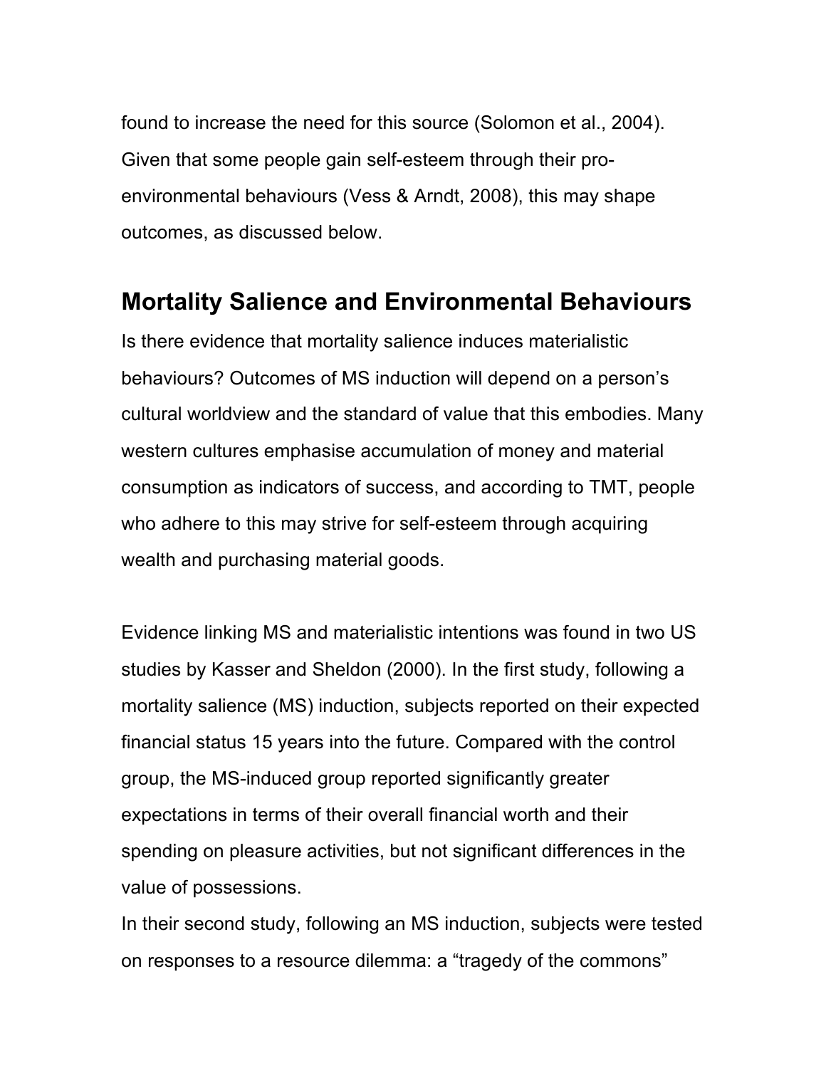found to increase the need for this source (Solomon et al., 2004). Given that some people gain self-esteem through their pro-environmental behaviours (Vess & Arndt, 2008), this may shape outcomes, as discussed below.

## Mortality Salience and Environmental Behaviours

Is there evidence that mortality salience induces materialistic behaviours? Outcomes of MS induction will depend on a person's cultural worldview and the standard of value that this embodies. Many western cultures emphasise accumulation of money and material consumption as indicators of success, and according to TMT, people who adhere to this may strive for self-esteem through acquiring wealth and purchasing material goods.

Evidence linking MS and materialistic intentions was found in two US studies by Kasser and Sheldon (2000). In the first study, following a mortality salience (MS) induction, subjects reported on their expected financial status 15 years into the future. Compared with the control group, the MS-induced group reported significantly greater expectations in terms of their overall financial worth and their spending on pleasure activities, but not significant differences in the value of possessions.

In their second study, following an MS induction, subjects were tested on responses to a resource dilemma: a "tragedy of the commons"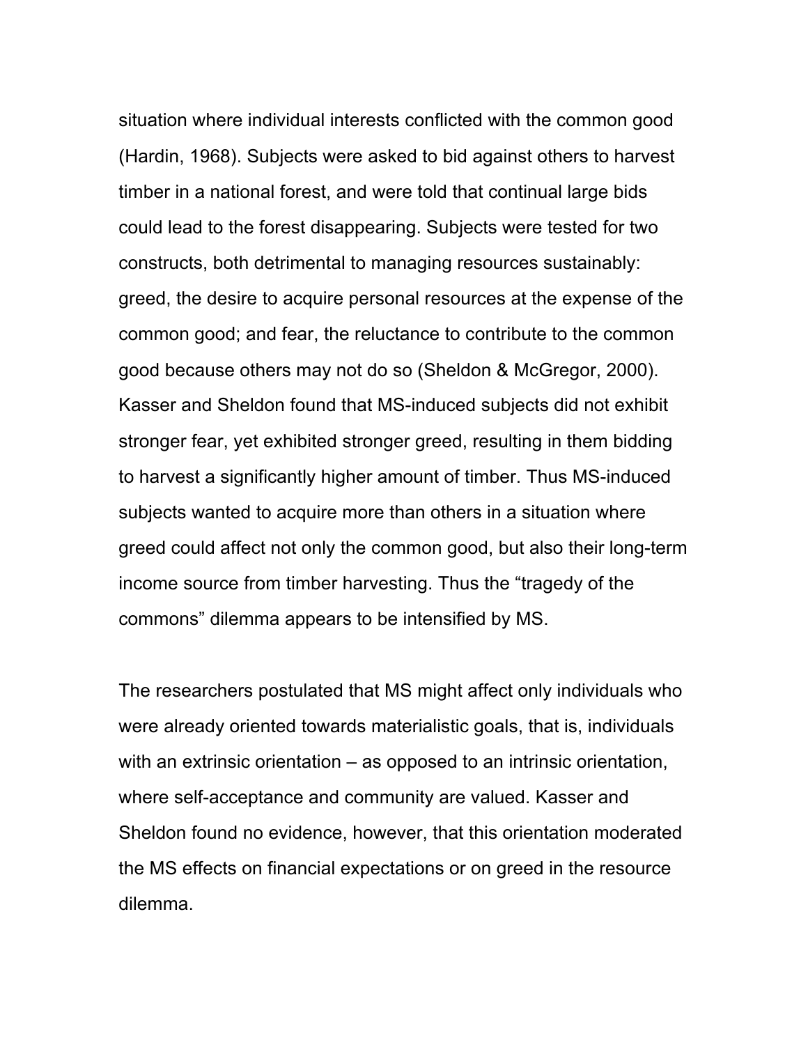situation where individual interests conflicted with the common good (Hardin, 1968). Subjects were asked to bid against others to harvest timber in a national forest, and were told that continual large bids could lead to the forest disappearing. Subjects were tested for two constructs, both detrimental to managing resources sustainably: greed, the desire to acquire personal resources at the expense of the common good; and fear, the reluctance to contribute to the common good because others may not do so (Sheldon & McGregor, 2000). Kasser and Sheldon found that MS-induced subjects did not exhibit stronger fear, yet exhibited stronger greed, resulting in them bidding to harvest a significantly higher amount of timber. Thus MS-induced subjects wanted to acquire more than others in a situation where greed could affect not only the common good, but also their long-term income source from timber harvesting. Thus the "tragedy of the commons" dilemma appears to be intensified by MS.

The researchers postulated that MS might affect only individuals who were already oriented towards materialistic goals, that is, individuals with an extrinsic orientation – as opposed to an intrinsic orientation, where self-acceptance and community are valued. Kasser and Sheldon found no evidence, however, that this orientation moderated the MS effects on financial expectations or on greed in the resource dilemma.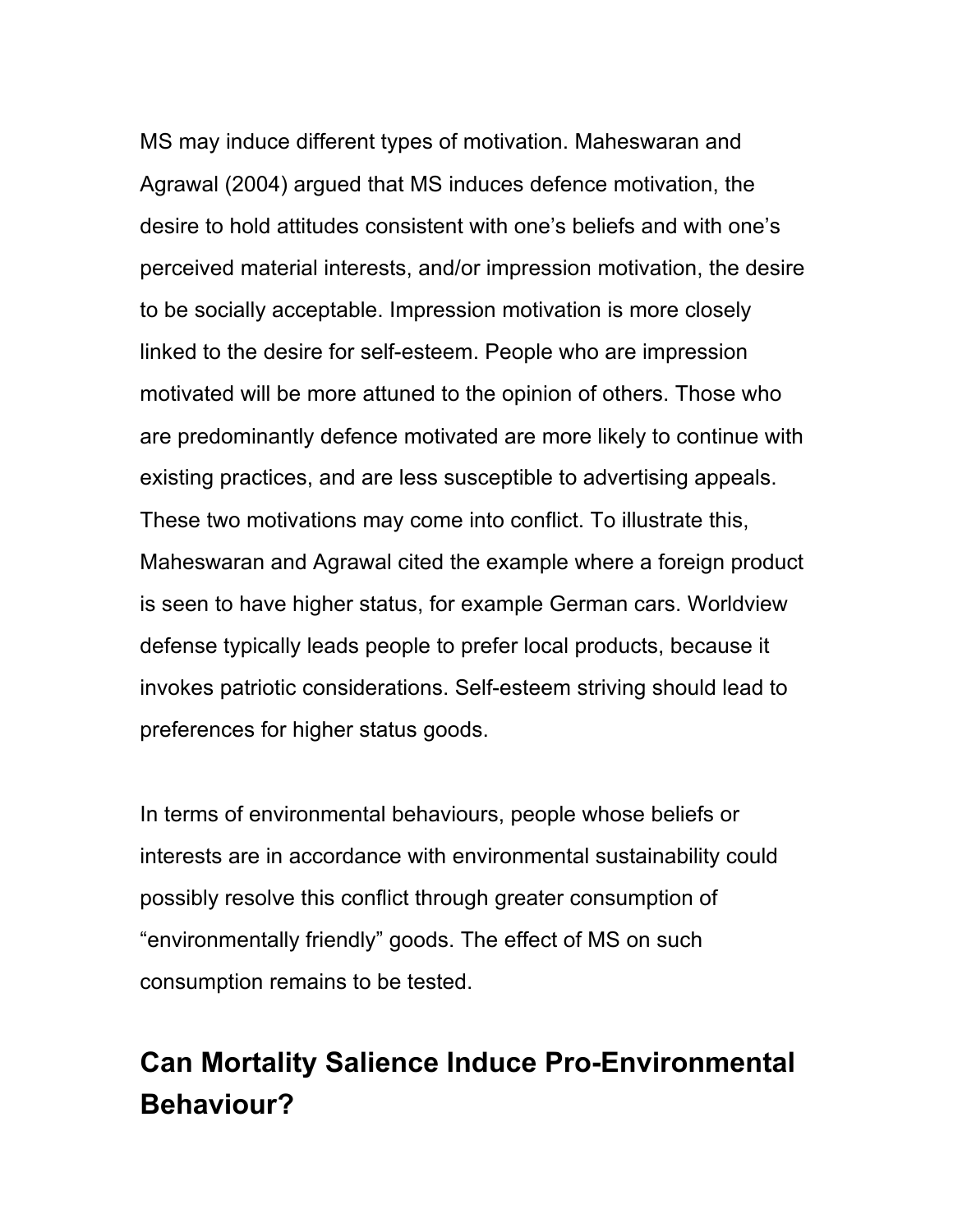MS may induce different types of motivation. Maheswaran and Agrawal (2004) argued that MS induces defence motivation, the desire to hold attitudes consistent with one's beliefs and with one's perceived material interests, and/or impression motivation, the desire to be socially acceptable. Impression motivation is more closely linked to the desire for self-esteem. People who are impression motivated will be more attuned to the opinion of others. Those who are predominantly defence motivated are more likely to continue with existing practices, and are less susceptible to advertising appeals. These two motivations may come into conflict. To illustrate this, Maheswaran and Agrawal cited the example where a foreign product is seen to have higher status, for example German cars. Worldview defense typically leads people to prefer local products, because it invokes patriotic considerations. Self-esteem striving should lead to preferences for higher status goods.

In terms of environmental behaviours, people whose beliefs or interests are in accordance with environmental sustainability could possibly resolve this conflict through greater consumption of "environmentally friendly" goods. The effect of MS on such consumption remains to be tested.

## Can Mortality Salience Induce Pro-Environmental Behaviour?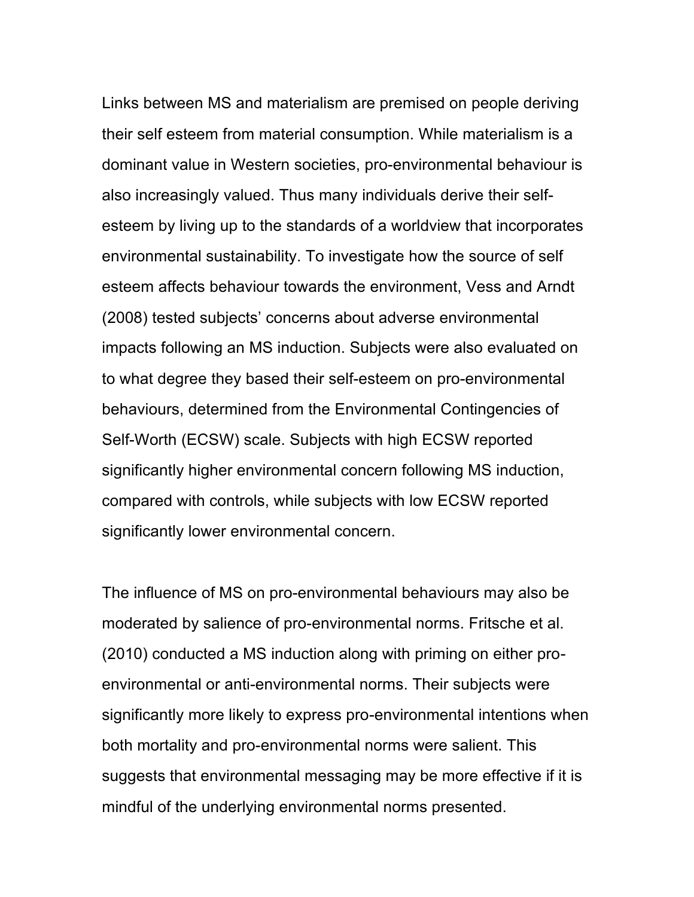Links between MS and materialism are premised on people deriving their self esteem from material consumption. While materialism is a dominant value in Western societies, pro-environmental behaviour is also increasingly valued. Thus many individuals derive their self-esteem by living up to the standards of a worldview that incorporates environmental sustainability. To investigate how the source of self esteem affects behaviour towards the environment, Vess and Arndt (2008) tested subjects' concerns about adverse environmental impacts following an MS induction. Subjects were also evaluated on to what degree they based their self-esteem on pro-environmental behaviours, determined from the Environmental Contingencies of Self-Worth (ECSW) scale. Subjects with high ECSW reported significantly higher environmental concern following MS induction, compared with controls, while subjects with low ECSW reported significantly lower environmental concern.

The influence of MS on pro-environmental behaviours may also be moderated by salience of pro-environmental norms. Fritsche et al. (2010) conducted a MS induction along with priming on either pro-environmental or anti-environmental norms. Their subjects were significantly more likely to express pro-environmental intentions when both mortality and pro-environmental norms were salient. This suggests that environmental messaging may be more effective if it is mindful of the underlying environmental norms presented.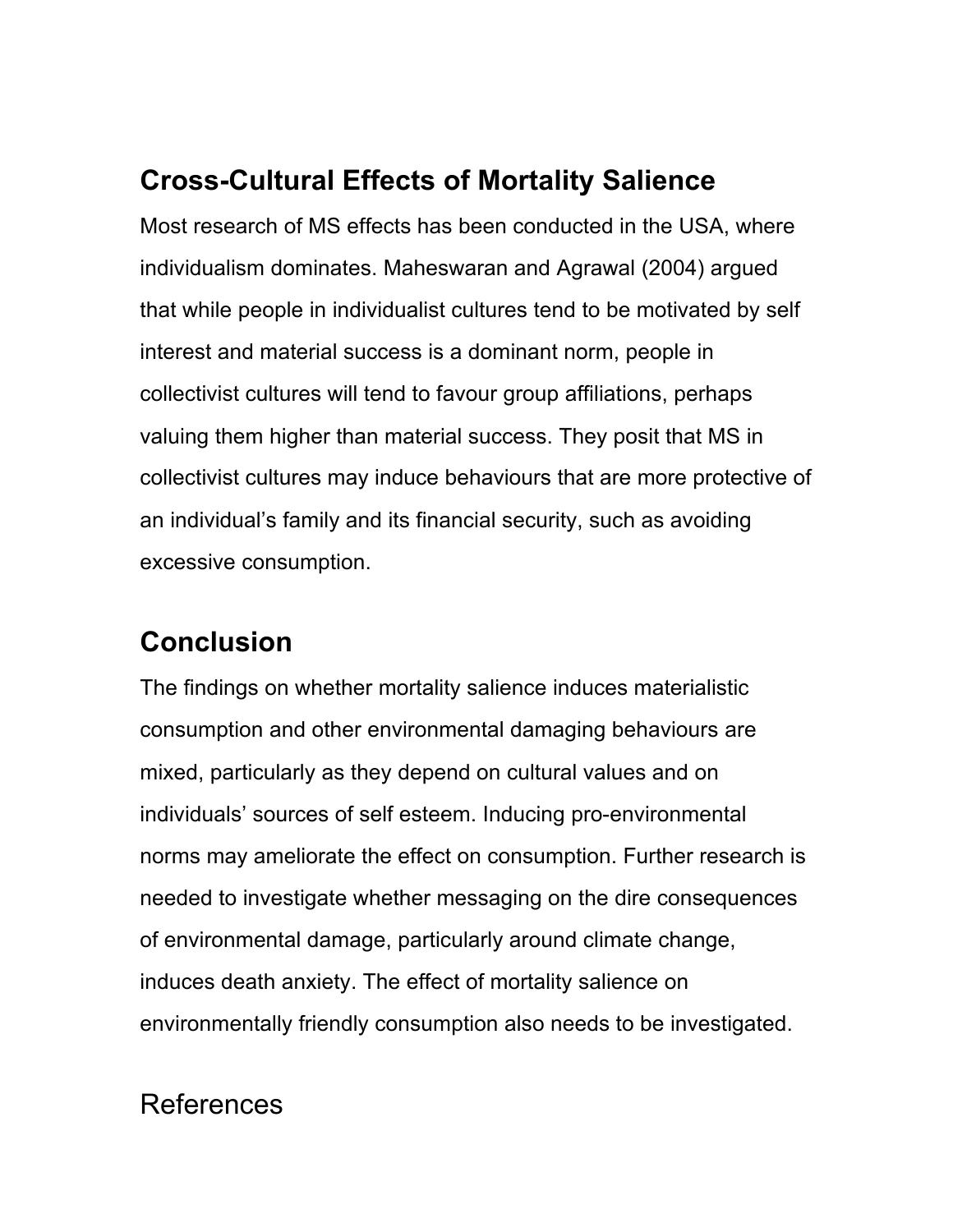## Cross-Cultural Effects of Mortality Salience

Most research of MS effects has been conducted in the USA, where individualism dominates. Maheswaran and Agrawal (2004) argued that while people in individualist cultures tend to be motivated by self interest and material success is a dominant norm, people in collectivist cultures will tend to favour group affiliations, perhaps valuing them higher than material success. They posit that MS in collectivist cultures may induce behaviours that are more protective of an individual's family and its financial security, such as avoiding excessive consumption.

## Conclusion

The findings on whether mortality salience induces materialistic consumption and other environmental damaging behaviours are mixed, particularly as they depend on cultural values and on individuals' sources of self esteem. Inducing pro-environmental norms may ameliorate the effect on consumption. Further research is needed to investigate whether messaging on the dire consequences of environmental damage, particularly around climate change, induces death anxiety. The effect of mortality salience on environmentally friendly consumption also needs to be investigated.

## References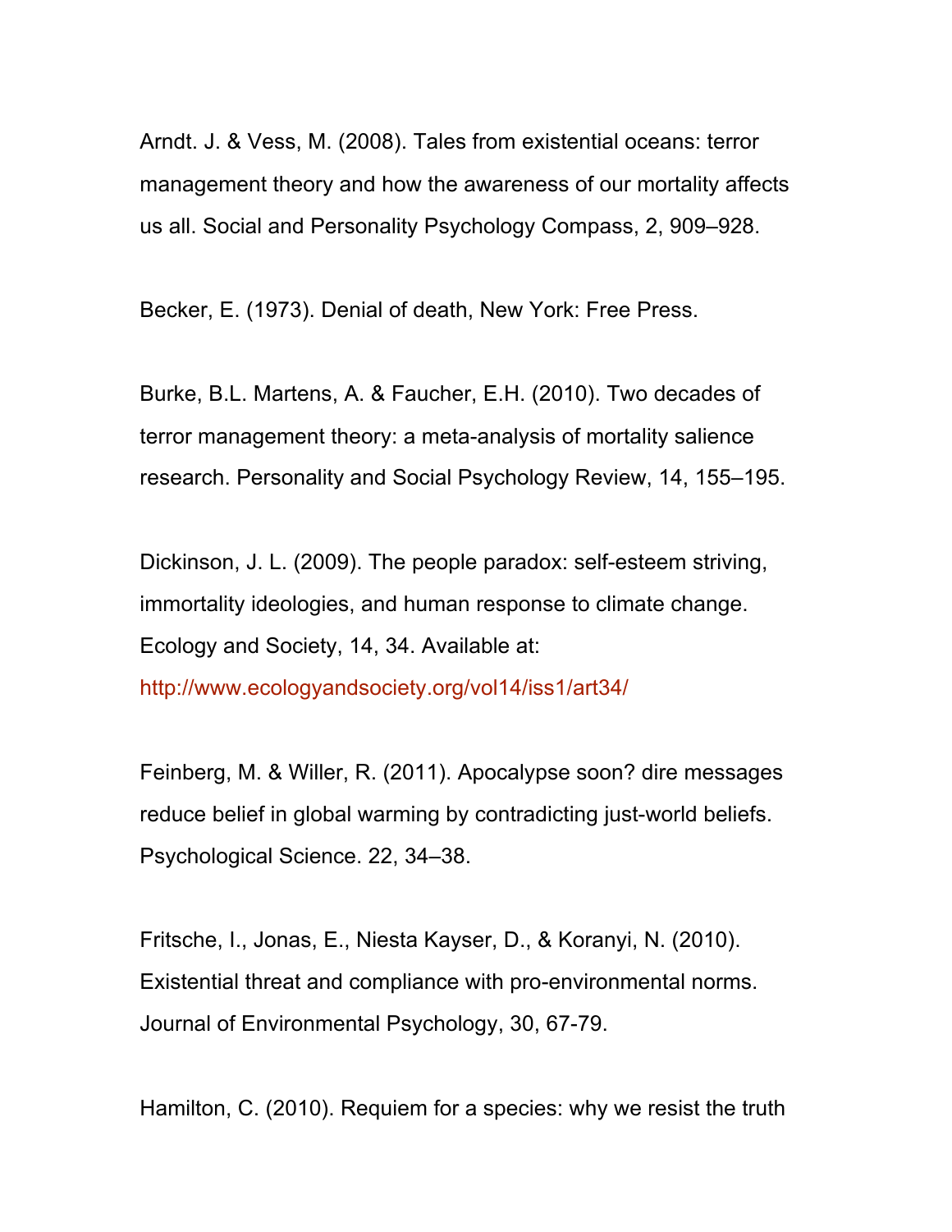Arndt. J. & Vess, M. (2008). Tales from existential oceans: terror management theory and how the awareness of our mortality affects us all. Social and Personality Psychology Compass, 2, 909–928.

Becker, E. (1973). Denial of death, New York: Free Press.

Burke, B.L. Martens, A. & Faucher, E.H. (2010). Two decades of terror management theory: a meta-analysis of mortality salience research. Personality and Social Psychology Review, 14, 155–195.

Dickinson, J. L. (2009). The people paradox: self-esteem striving, immortality ideologies, and human response to climate change. Ecology and Society, 14, 34. Available at: http://www.ecologyandsociety.org/vol14/iss1/art34/

Feinberg, M. & Willer, R. (2011). Apocalypse soon? dire messages reduce belief in global warming by contradicting just-world beliefs. Psychological Science. 22, 34–38.

Fritsche, I., Jonas, E., Niesta Kayser, D., & Koranyi, N. (2010). Existential threat and compliance with pro-environmental norms. Journal of Environmental Psychology, 30, 67-79.

Hamilton, C. (2010). Requiem for a species: why we resist the truth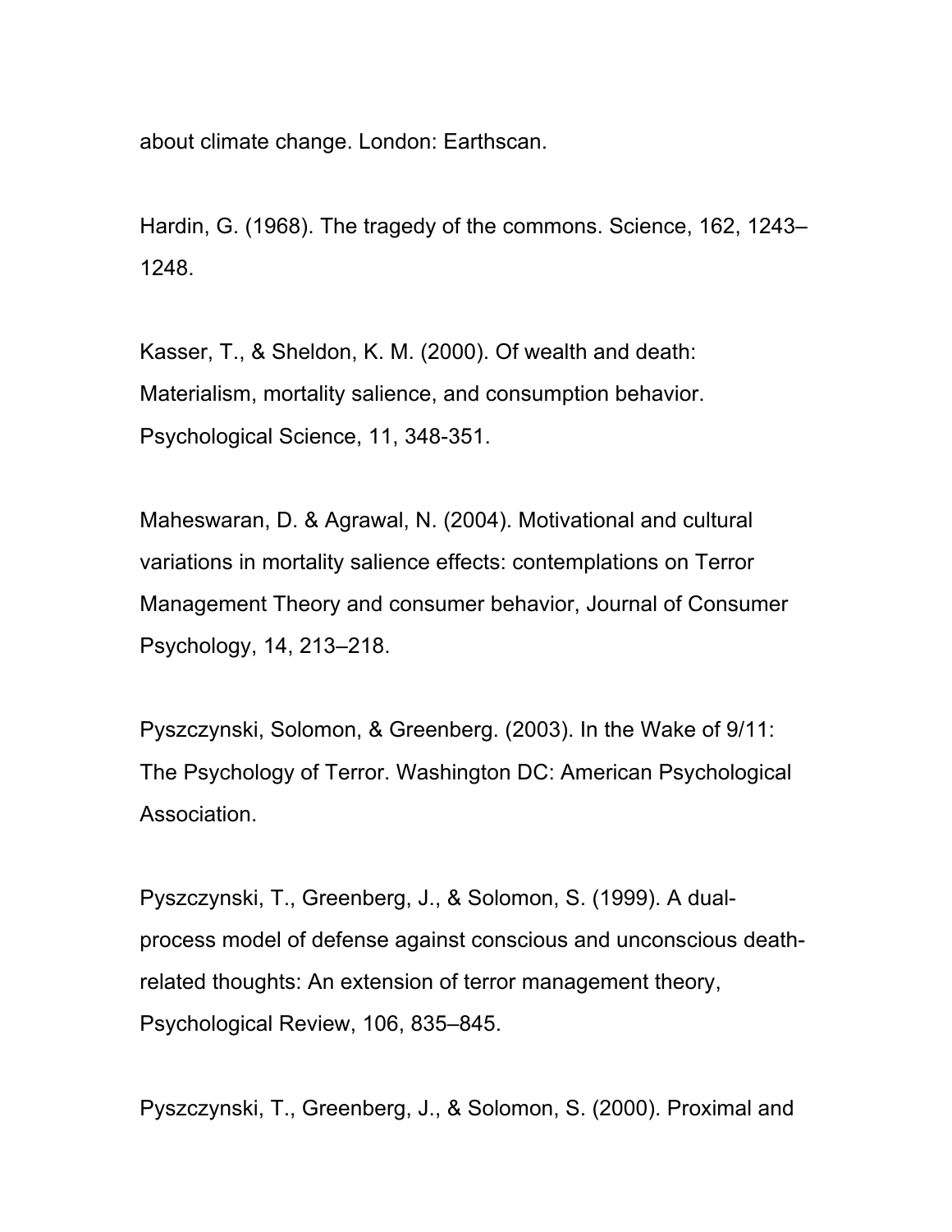about climate change. London: Earthscan.

Hardin, G. (1968). The tragedy of the commons. Science, 162, 1243–1248.

Kasser, T., & Sheldon, K. M. (2000). Of wealth and death: Materialism, mortality salience, and consumption behavior. Psychological Science, 11, 348-351.

Maheswaran, D. & Agrawal, N. (2004). Motivational and cultural variations in mortality salience effects: contemplations on Terror Management Theory and consumer behavior, Journal of Consumer Psychology, 14, 213–218.

Pyszczynski, Solomon, & Greenberg. (2003). In the Wake of 9/11: The Psychology of Terror. Washington DC: American Psychological Association.

Pyszczynski, T., Greenberg, J., & Solomon, S. (1999). A dual-process model of defense against conscious and unconscious death-related thoughts: An extension of terror management theory, Psychological Review, 106, 835–845.

Pyszczynski, T., Greenberg, J., & Solomon, S. (2000). Proximal and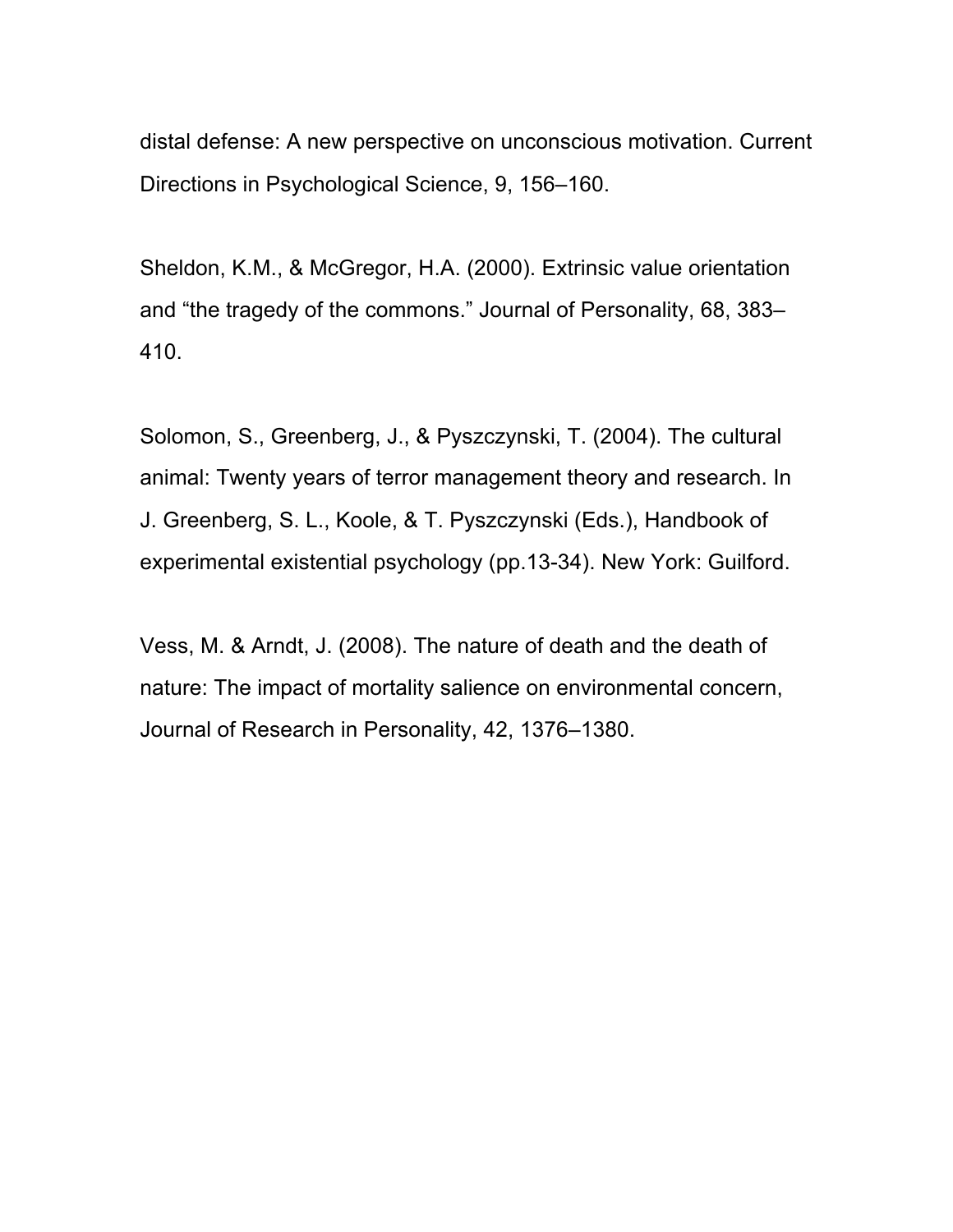distal defense: A new perspective on unconscious motivation. Current Directions in Psychological Science, 9, 156–160.

Sheldon, K.M., & McGregor, H.A. (2000). Extrinsic value orientation and “the tragedy of the commons.” Journal of Personality, 68, 383–410.

Solomon, S., Greenberg, J., & Pyszczynski, T. (2004). The cultural animal: Twenty years of terror management theory and research. In J. Greenberg, S. L., Koole, & T. Pyszczynski (Eds.), Handbook of experimental existential psychology (pp.13-34). New York: Guilford.

Vess, M. & Arndt, J. (2008). The nature of death and the death of nature: The impact of mortality salience on environmental concern, Journal of Research in Personality, 42, 1376–1380.